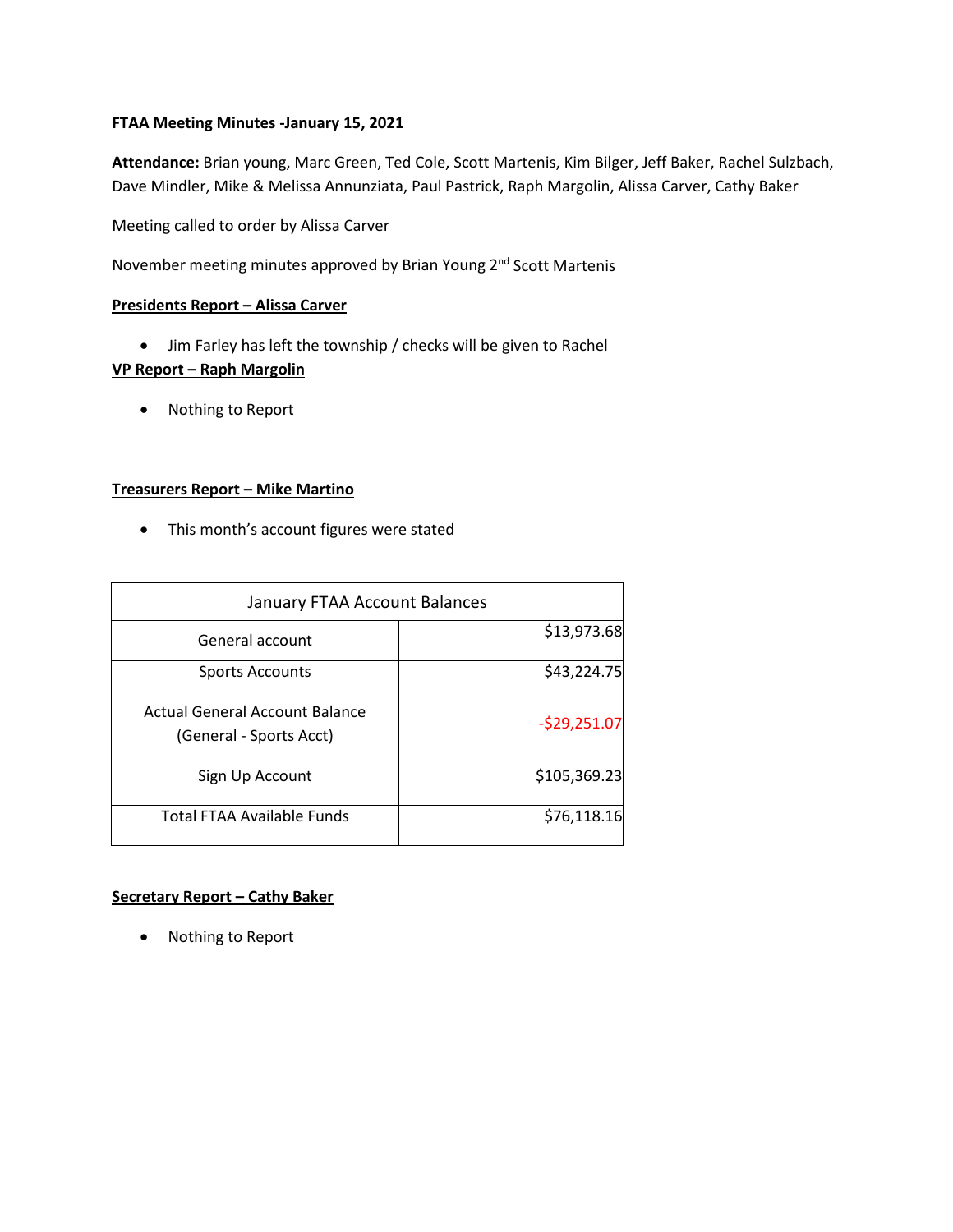**FTAA Meeting Minutes -January 15, 2021**

**Attendance:** Brian young, Marc Green, Ted Cole, Scott Martenis, Kim Bilger, Jeff Baker, Rachel Sulzbach, Dave Mindler, Mike & Melissa Annunziata, Paul Pastrick, Raph Margolin, Alissa Carver, Cathy Baker

Meeting called to order by Alissa Carver

November meeting minutes approved by Brian Young 2nd Scott Martenis

**Presidents Report – Alissa Carver**

- Jim Farley has left the township / checks will be given to Rachel

**VP Report – Raph Margolin**

- Nothing to Report

**Treasurers Report – Mike Martino**

- This month's account figures were stated

| January FTAA Account Balances | |
|---|---|
| General account | $13,973.68 |
| Sports Accounts | $43,224.75 |
| Actual General Account Balance (General - Sports Acct) | -$29,251.07 |
| Sign Up Account | $105,369.23 |
| Total FTAA Available Funds | $76,118.16 |

**Secretary Report – Cathy Baker**

- Nothing to Report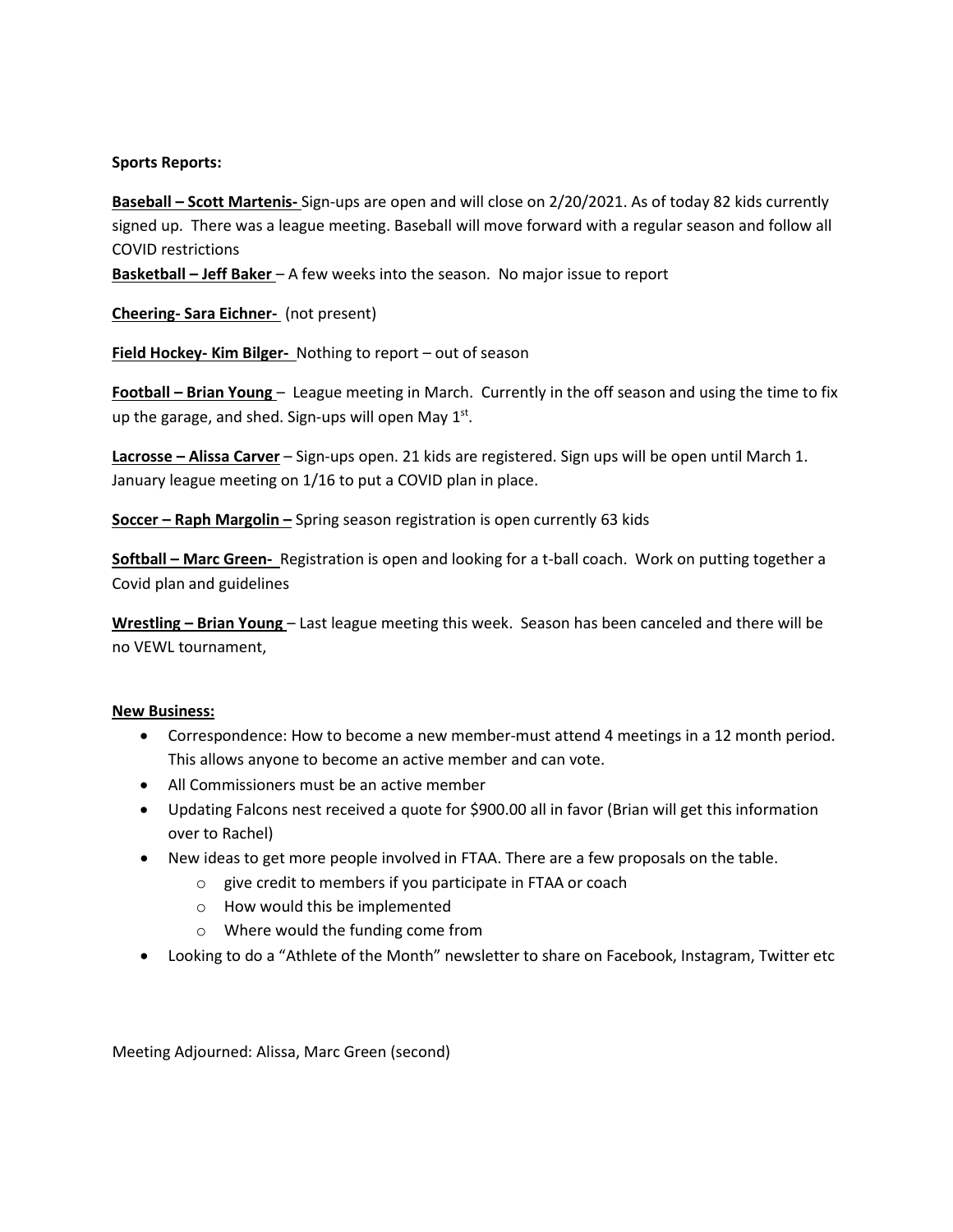**Sports Reports:**

**Baseball – Scott Martenis-** Sign-ups are open and will close on 2/20/2021. As of today 82 kids currently signed up. There was a league meeting. Baseball will move forward with a regular season and follow all COVID restrictions

**Basketball – Jeff Baker** – A few weeks into the season. No major issue to report

**Cheering- Sara Eichner-** (not present)

**Field Hockey- Kim Bilger-** Nothing to report – out of season

**Football – Brian Young** – League meeting in March. Currently in the off season and using the time to fix up the garage, and shed. Sign-ups will open May 1st.

**Lacrosse – Alissa Carver** – Sign-ups open. 21 kids are registered. Sign ups will be open until March 1. January league meeting on 1/16 to put a COVID plan in place.

**Soccer – Raph Margolin –** Spring season registration is open currently 63 kids

**Softball – Marc Green-** Registration is open and looking for a t-ball coach. Work on putting together a Covid plan and guidelines

**Wrestling – Brian Young** – Last league meeting this week. Season has been canceled and there will be no VEWL tournament,

**New Business:**

- Correspondence: How to become a new member-must attend 4 meetings in a 12 month period. This allows anyone to become an active member and can vote.
- All Commissioners must be an active member
- Updating Falcons nest received a quote for $900.00 all in favor (Brian will get this information over to Rachel)
- New ideas to get more people involved in FTAA. There are a few proposals on the table.
  - give credit to members if you participate in FTAA or coach
  - How would this be implemented
  - Where would the funding come from
- Looking to do a "Athlete of the Month" newsletter to share on Facebook, Instagram, Twitter etc

Meeting Adjourned: Alissa, Marc Green (second)